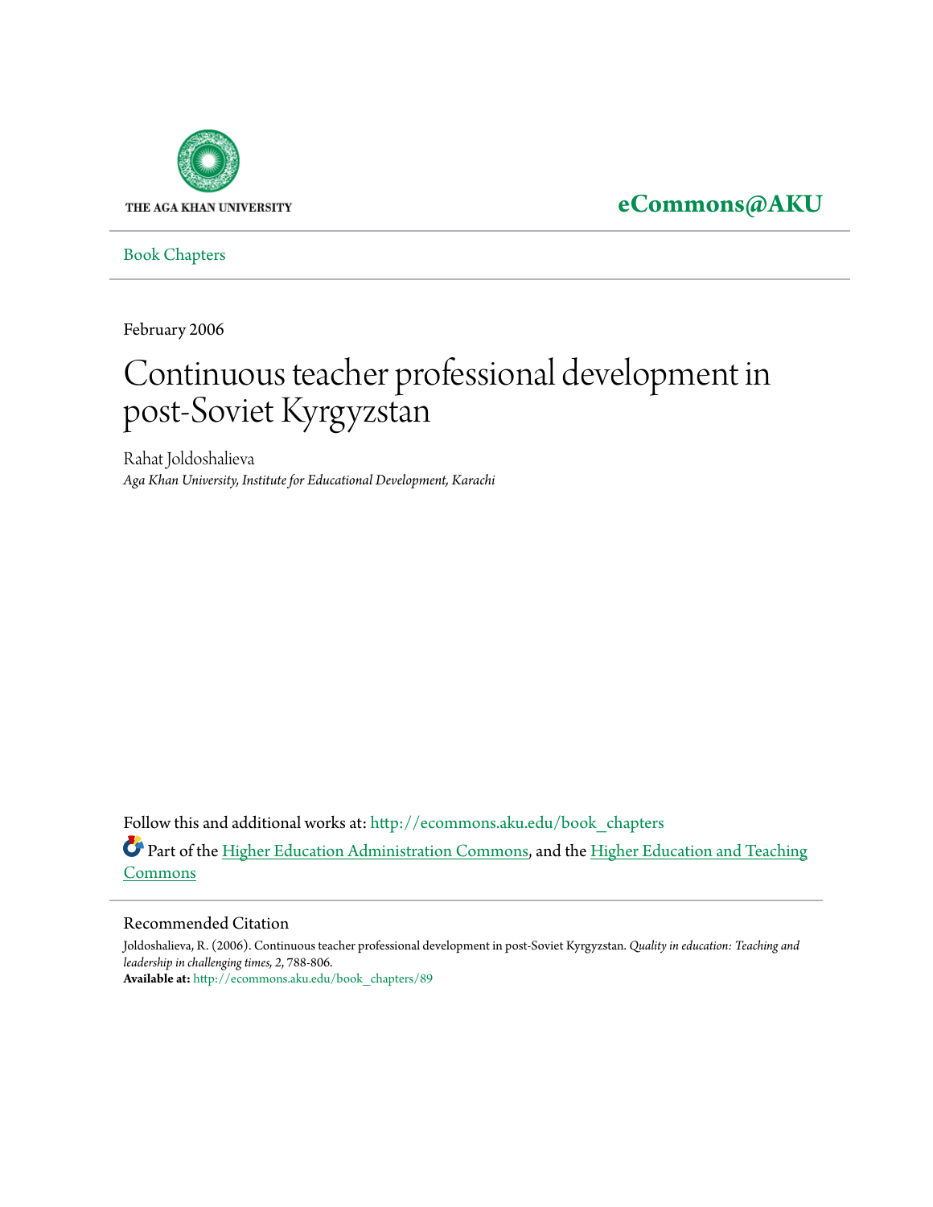THE AGA KHAN UNIVERSITY

**eCommons@AKU**

Book Chapters

February 2006

# Continuous teacher professional development in post-Soviet Kyrgyzstan

Rahat Joldoshalieva
*Aga Khan University, Institute for Educational Development, Karachi*

Follow this and additional works at: http://ecommons.aku.edu/book_chapters

Part of the Higher Education Administration Commons, and the Higher Education and Teaching Commons

## Recommended Citation

Joldoshalieva, R. (2006). Continuous teacher professional development in post-Soviet Kyrgyzstan. *Quality in education: Teaching and leadership in challenging times, 2*, 788-806.
**Available at:** http://ecommons.aku.edu/book_chapters/89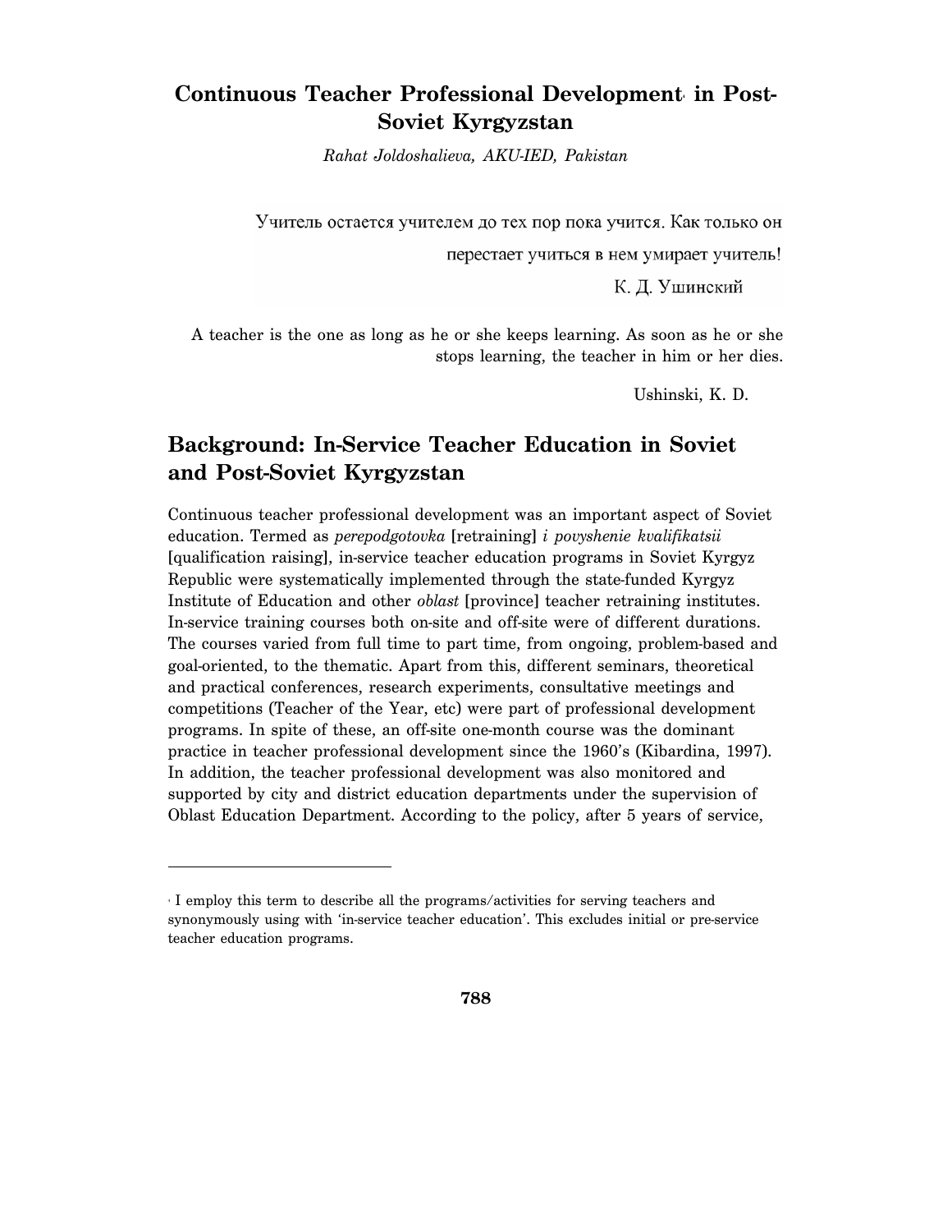# Continuous Teacher Professional Development[1] in Post-Soviet Kyrgyzstan

*Rahat Joldoshalieva, AKU-IED, Pakistan*

> Учитель остается учителем до тех пор пока учится. Как только он перестает учиться в нем умирает учитель!
>
> К. Д. Ушинский

> A teacher is the one as long as he or she keeps learning. As soon as he or she stops learning, the teacher in him or her dies.
>
> Ushinski, K. D.

## Background: In-Service Teacher Education in Soviet and Post-Soviet Kyrgyzstan

Continuous teacher professional development was an important aspect of Soviet education. Termed as *perepodgotovka* [retraining] *i povyshenie kvalifikatsii* [qualification raising], in-service teacher education programs in Soviet Kyrgyz Republic were systematically implemented through the state-funded Kyrgyz Institute of Education and other *oblast* [province] teacher retraining institutes. In-service training courses both on-site and off-site were of different durations. The courses varied from full time to part time, from ongoing, problem-based and goal-oriented, to the thematic. Apart from this, different seminars, theoretical and practical conferences, research experiments, consultative meetings and competitions (Teacher of the Year, etc) were part of professional development programs. In spite of these, an off-site one-month course was the dominant practice in teacher professional development since the 1960's (Kibardina, 1997). In addition, the teacher professional development was also monitored and supported by city and district education departments under the supervision of Oblast Education Department. According to the policy, after 5 years of service,

---

[1] I employ this term to describe all the programs/activities for serving teachers and synonymously using with 'in-service teacher education'. This excludes initial or pre-service teacher education programs.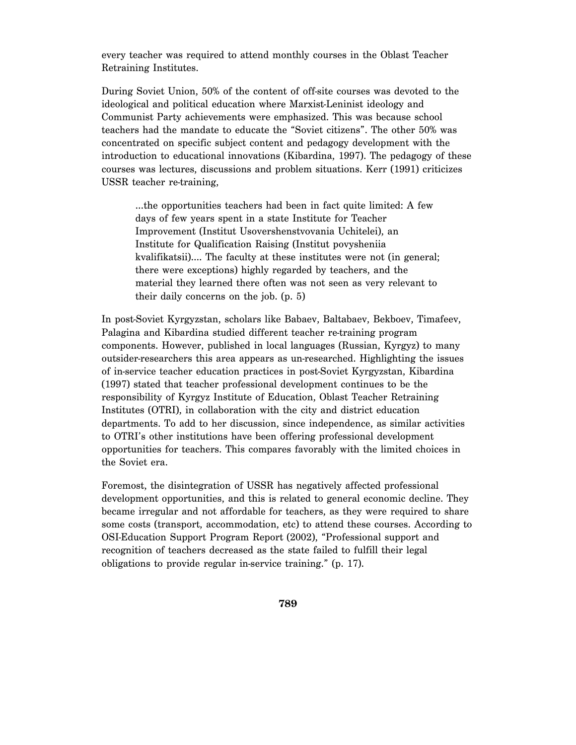every teacher was required to attend monthly courses in the Oblast Teacher Retraining Institutes.

During Soviet Union, 50% of the content of off-site courses was devoted to the ideological and political education where Marxist-Leninist ideology and Communist Party achievements were emphasized. This was because school teachers had the mandate to educate the "Soviet citizens". The other 50% was concentrated on specific subject content and pedagogy development with the introduction to educational innovations (Kibardina, 1997). The pedagogy of these courses was lectures, discussions and problem situations. Kerr (1991) criticizes USSR teacher re-training,

> ...the opportunities teachers had been in fact quite limited: A few days of few years spent in a state Institute for Teacher Improvement (Institut Usovershenstvovania Uchitelei), an Institute for Qualification Raising (Institut povysheniia kvalifikatsii).... The faculty at these institutes were not (in general; there were exceptions) highly regarded by teachers, and the material they learned there often was not seen as very relevant to their daily concerns on the job. (p. 5)

In post-Soviet Kyrgyzstan, scholars like Babaev, Baltabaev, Bekboev, Timafeev, Palagina and Kibardina studied different teacher re-training program components. However, published in local languages (Russian, Kyrgyz) to many outsider-researchers this area appears as un-researched. Highlighting the issues of in-service teacher education practices in post-Soviet Kyrgyzstan, Kibardina (1997) stated that teacher professional development continues to be the responsibility of Kyrgyz Institute of Education, Oblast Teacher Retraining Institutes (OTRI), in collaboration with the city and district education departments. To add to her discussion, since independence, as similar activities to OTRI's other institutions have been offering professional development opportunities for teachers. This compares favorably with the limited choices in the Soviet era.

Foremost, the disintegration of USSR has negatively affected professional development opportunities, and this is related to general economic decline. They became irregular and not affordable for teachers, as they were required to share some costs (transport, accommodation, etc) to attend these courses. According to OSI-Education Support Program Report (2002), "Professional support and recognition of teachers decreased as the state failed to fulfill their legal obligations to provide regular in-service training." (p. 17).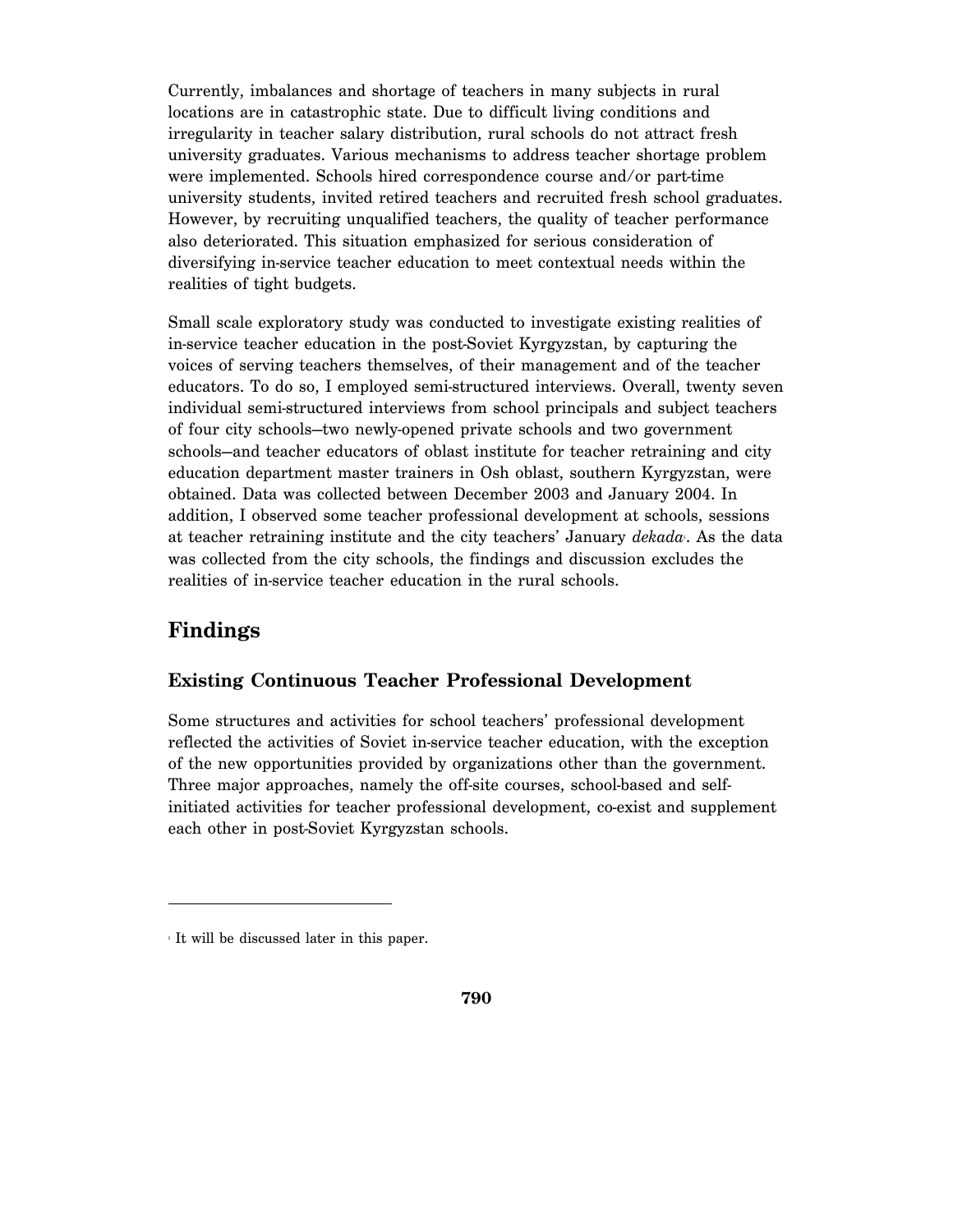Currently, imbalances and shortage of teachers in many subjects in rural locations are in catastrophic state. Due to difficult living conditions and irregularity in teacher salary distribution, rural schools do not attract fresh university graduates. Various mechanisms to address teacher shortage problem were implemented. Schools hired correspondence course and/or part-time university students, invited retired teachers and recruited fresh school graduates. However, by recruiting unqualified teachers, the quality of teacher performance also deteriorated. This situation emphasized for serious consideration of diversifying in-service teacher education to meet contextual needs within the realities of tight budgets.

Small scale exploratory study was conducted to investigate existing realities of in-service teacher education in the post-Soviet Kyrgyzstan, by capturing the voices of serving teachers themselves, of their management and of the teacher educators. To do so, I employed semi-structured interviews. Overall, twenty seven individual semi-structured interviews from school principals and subject teachers of four city schools–two newly-opened private schools and two government schools–and teacher educators of oblast institute for teacher retraining and city education department master trainers in Osh oblast, southern Kyrgyzstan, were obtained. Data was collected between December 2003 and January 2004. In addition, I observed some teacher professional development at schools, sessions at teacher retraining institute and the city teachers' January *dekada*[1]. As the data was collected from the city schools, the findings and discussion excludes the realities of in-service teacher education in the rural schools.

## Findings

### Existing Continuous Teacher Professional Development

Some structures and activities for school teachers' professional development reflected the activities of Soviet in-service teacher education, with the exception of the new opportunities provided by organizations other than the government. Three major approaches, namely the off-site courses, school-based and self-initiated activities for teacher professional development, co-exist and supplement each other in post-Soviet Kyrgyzstan schools.

---

[1] It will be discussed later in this paper.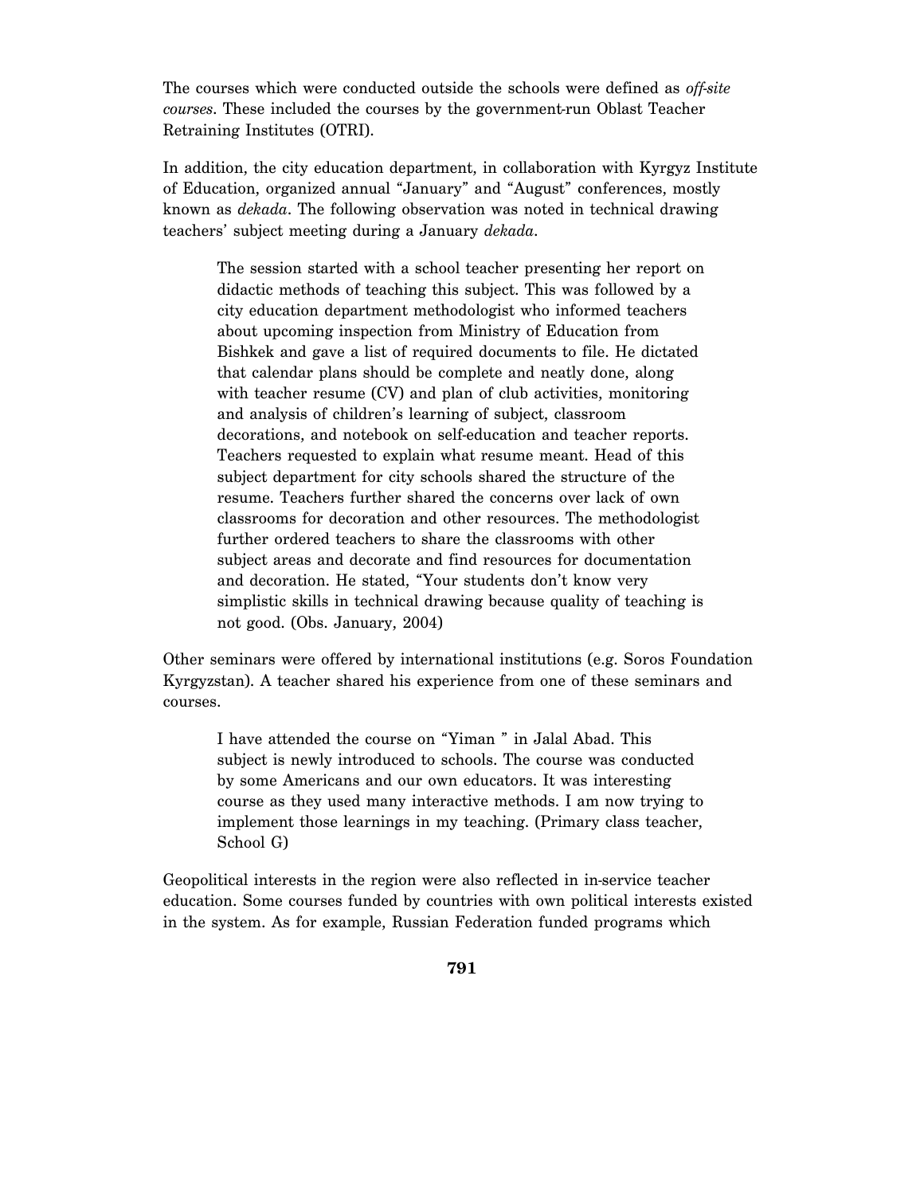The courses which were conducted outside the schools were defined as *off-site courses*. These included the courses by the government-run Oblast Teacher Retraining Institutes (OTRI).

In addition, the city education department, in collaboration with Kyrgyz Institute of Education, organized annual "January" and "August" conferences, mostly known as *dekada*. The following observation was noted in technical drawing teachers' subject meeting during a January *dekada*.

> The session started with a school teacher presenting her report on didactic methods of teaching this subject. This was followed by a city education department methodologist who informed teachers about upcoming inspection from Ministry of Education from Bishkek and gave a list of required documents to file. He dictated that calendar plans should be complete and neatly done, along with teacher resume (CV) and plan of club activities, monitoring and analysis of children's learning of subject, classroom decorations, and notebook on self-education and teacher reports. Teachers requested to explain what resume meant. Head of this subject department for city schools shared the structure of the resume. Teachers further shared the concerns over lack of own classrooms for decoration and other resources. The methodologist further ordered teachers to share the classrooms with other subject areas and decorate and find resources for documentation and decoration. He stated, "Your students don't know very simplistic skills in technical drawing because quality of teaching is not good. (Obs. January, 2004)

Other seminars were offered by international institutions (e.g. Soros Foundation Kyrgyzstan). A teacher shared his experience from one of these seminars and courses.

> I have attended the course on "Yiman " in Jalal Abad. This subject is newly introduced to schools. The course was conducted by some Americans and our own educators. It was interesting course as they used many interactive methods. I am now trying to implement those learnings in my teaching. (Primary class teacher, School G)

Geopolitical interests in the region were also reflected in in-service teacher education. Some courses funded by countries with own political interests existed in the system. As for example, Russian Federation funded programs which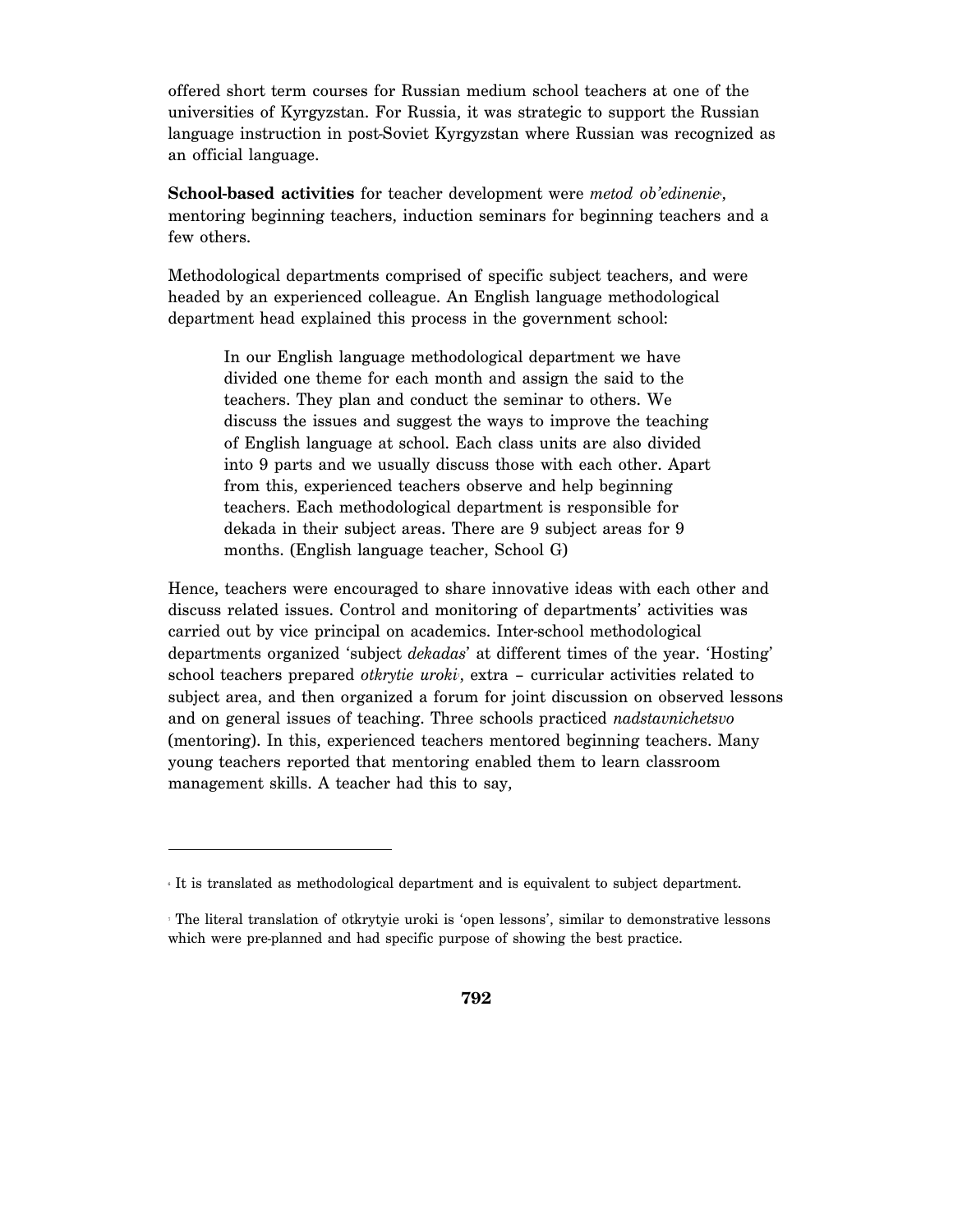offered short term courses for Russian medium school teachers at one of the universities of Kyrgyzstan. For Russia, it was strategic to support the Russian language instruction in post-Soviet Kyrgyzstan where Russian was recognized as an official language.

**School-based activities** for teacher development were *metod ob'edinenie*[6], mentoring beginning teachers, induction seminars for beginning teachers and a few others.

Methodological departments comprised of specific subject teachers, and were headed by an experienced colleague. An English language methodological department head explained this process in the government school:

> In our English language methodological department we have divided one theme for each month and assign the said to the teachers. They plan and conduct the seminar to others. We discuss the issues and suggest the ways to improve the teaching of English language at school. Each class units are also divided into 9 parts and we usually discuss those with each other. Apart from this, experienced teachers observe and help beginning teachers. Each methodological department is responsible for dekada in their subject areas. There are 9 subject areas for 9 months. (English language teacher, School G)

Hence, teachers were encouraged to share innovative ideas with each other and discuss related issues. Control and monitoring of departments' activities was carried out by vice principal on academics. Inter-school methodological departments organized 'subject *dekadas*' at different times of the year. 'Hosting' school teachers prepared *otkrytie uroki*[7], extra – curricular activities related to subject area, and then organized a forum for joint discussion on observed lessons and on general issues of teaching. Three schools practiced *nadstavnichetsvo* (mentoring). In this, experienced teachers mentored beginning teachers. Many young teachers reported that mentoring enabled them to learn classroom management skills. A teacher had this to say,

---

[6] It is translated as methodological department and is equivalent to subject department.

[7] The literal translation of otkrytyie uroki is 'open lessons', similar to demonstrative lessons which were pre-planned and had specific purpose of showing the best practice.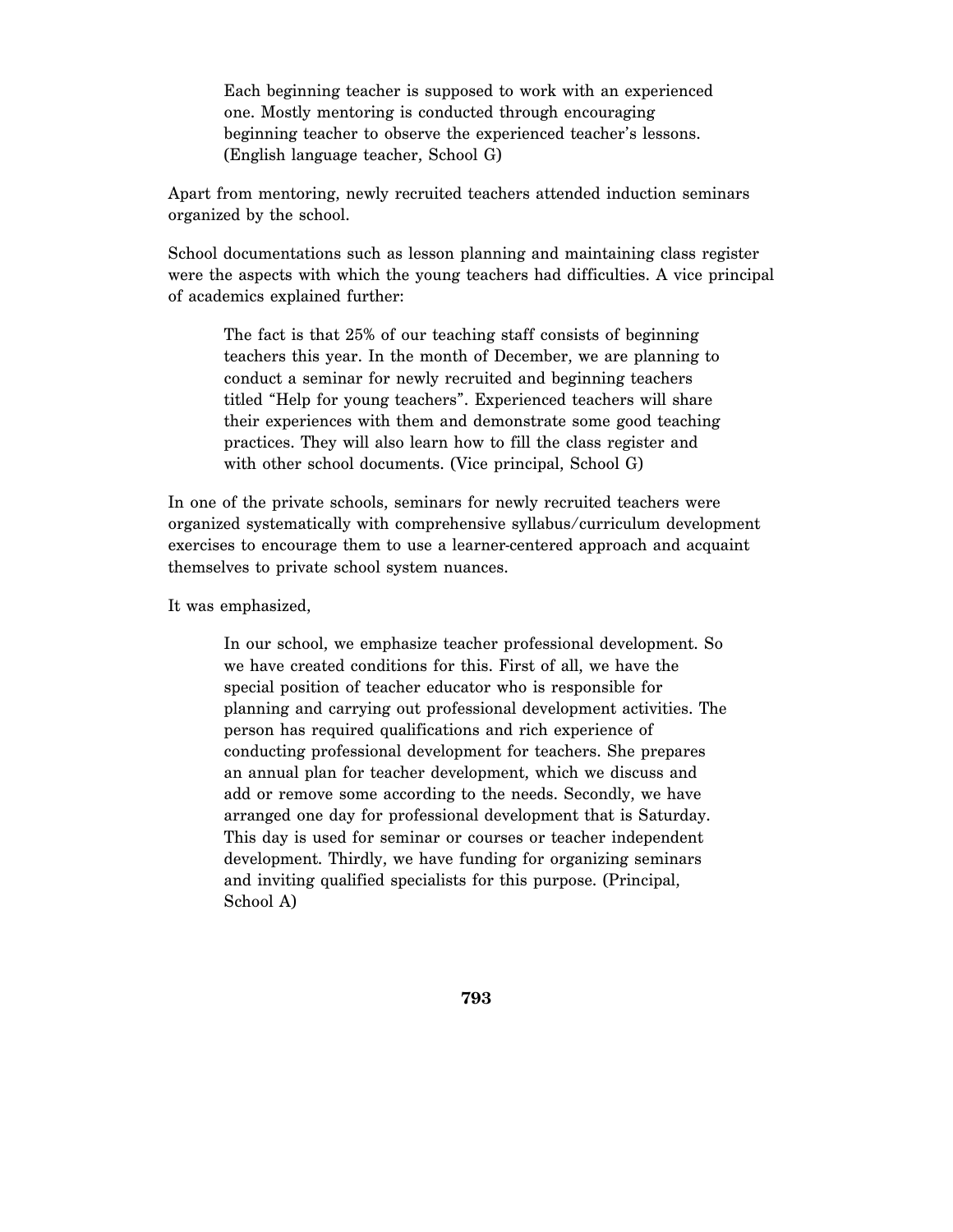> Each beginning teacher is supposed to work with an experienced one. Mostly mentoring is conducted through encouraging beginning teacher to observe the experienced teacher's lessons. (English language teacher, School G)

Apart from mentoring, newly recruited teachers attended induction seminars organized by the school.

School documentations such as lesson planning and maintaining class register were the aspects with which the young teachers had difficulties. A vice principal of academics explained further:

> The fact is that 25% of our teaching staff consists of beginning teachers this year. In the month of December, we are planning to conduct a seminar for newly recruited and beginning teachers titled "Help for young teachers". Experienced teachers will share their experiences with them and demonstrate some good teaching practices. They will also learn how to fill the class register and with other school documents. (Vice principal, School G)

In one of the private schools, seminars for newly recruited teachers were organized systematically with comprehensive syllabus/curriculum development exercises to encourage them to use a learner-centered approach and acquaint themselves to private school system nuances.

It was emphasized,

> In our school, we emphasize teacher professional development. So we have created conditions for this. First of all, we have the special position of teacher educator who is responsible for planning and carrying out professional development activities. The person has required qualifications and rich experience of conducting professional development for teachers. She prepares an annual plan for teacher development, which we discuss and add or remove some according to the needs. Secondly, we have arranged one day for professional development that is Saturday. This day is used for seminar or courses or teacher independent development. Thirdly, we have funding for organizing seminars and inviting qualified specialists for this purpose. (Principal, School A)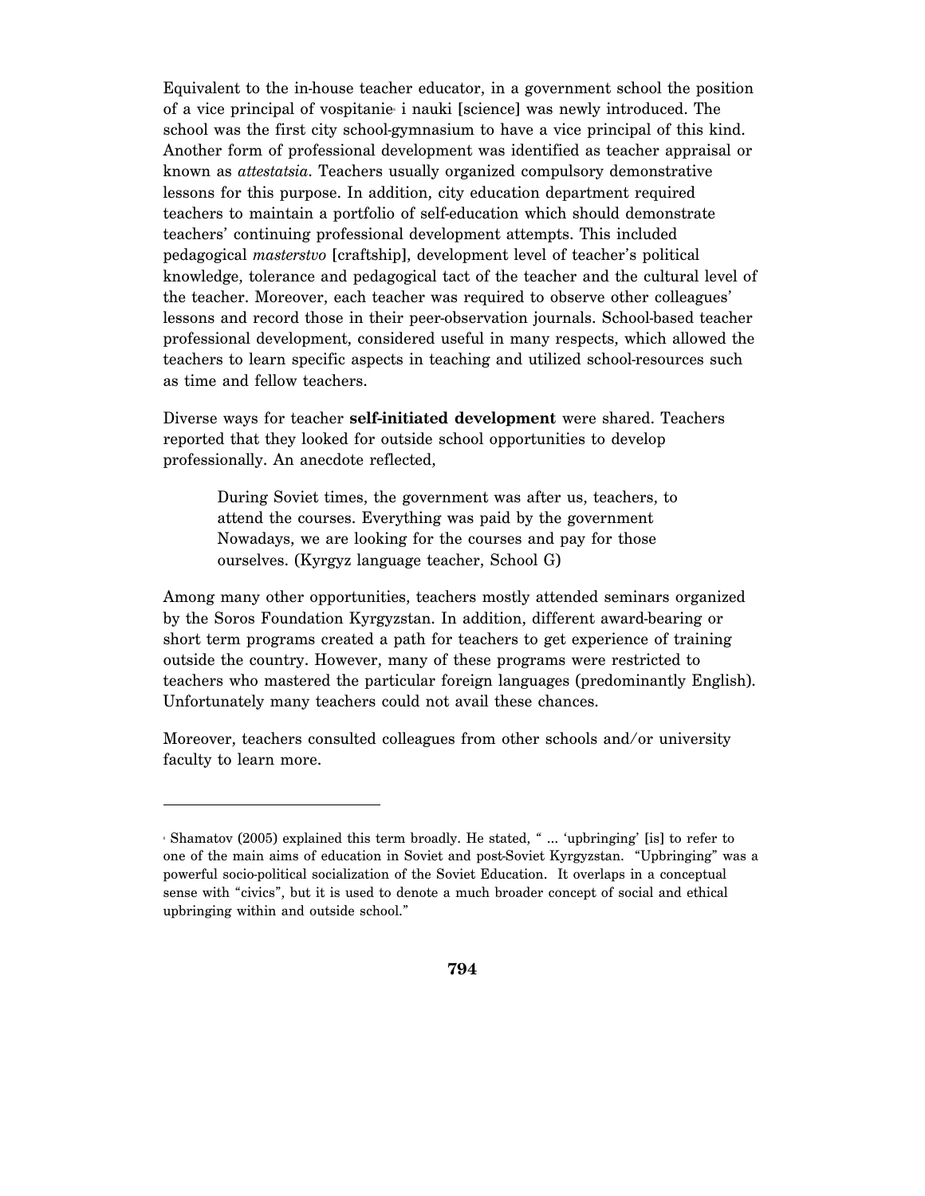Equivalent to the in-house teacher educator, in a government school the position of a vice principal of vospitanie[a] i nauki [science] was newly introduced. The school was the first city school-gymnasium to have a vice principal of this kind. Another form of professional development was identified as teacher appraisal or known as *attestatsia*. Teachers usually organized compulsory demonstrative lessons for this purpose. In addition, city education department required teachers to maintain a portfolio of self-education which should demonstrate teachers' continuing professional development attempts. This included pedagogical *masterstvo* [craftship], development level of teacher's political knowledge, tolerance and pedagogical tact of the teacher and the cultural level of the teacher. Moreover, each teacher was required to observe other colleagues' lessons and record those in their peer-observation journals. School-based teacher professional development, considered useful in many respects, which allowed the teachers to learn specific aspects in teaching and utilized school-resources such as time and fellow teachers.

Diverse ways for teacher **self-initiated development** were shared. Teachers reported that they looked for outside school opportunities to develop professionally. An anecdote reflected,

> During Soviet times, the government was after us, teachers, to attend the courses. Everything was paid by the government Nowadays, we are looking for the courses and pay for those ourselves. (Kyrgyz language teacher, School G)

Among many other opportunities, teachers mostly attended seminars organized by the Soros Foundation Kyrgyzstan. In addition, different award-bearing or short term programs created a path for teachers to get experience of training outside the country. However, many of these programs were restricted to teachers who mastered the particular foreign languages (predominantly English). Unfortunately many teachers could not avail these chances.

Moreover, teachers consulted colleagues from other schools and/or university faculty to learn more.

---

[a] Shamatov (2005) explained this term broadly. He stated, " ... 'upbringing' [is] to refer to one of the main aims of education in Soviet and post-Soviet Kyrgyzstan. "Upbringing" was a powerful socio-political socialization of the Soviet Education. It overlaps in a conceptual sense with "civics", but it is used to denote a much broader concept of social and ethical upbringing within and outside school."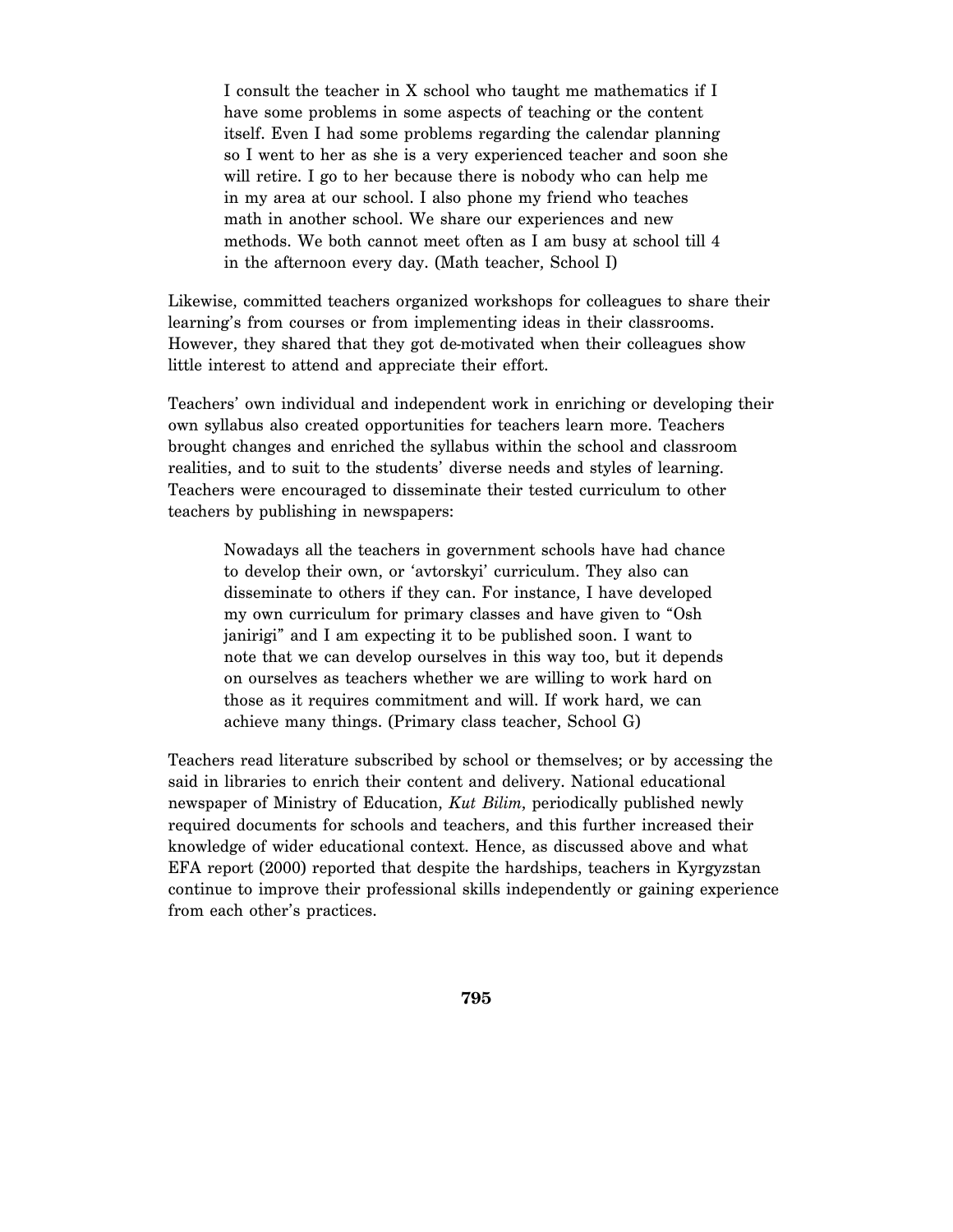> I consult the teacher in X school who taught me mathematics if I have some problems in some aspects of teaching or the content itself. Even I had some problems regarding the calendar planning so I went to her as she is a very experienced teacher and soon she will retire. I go to her because there is nobody who can help me in my area at our school. I also phone my friend who teaches math in another school. We share our experiences and new methods. We both cannot meet often as I am busy at school till 4 in the afternoon every day. (Math teacher, School I)

Likewise, committed teachers organized workshops for colleagues to share their learning's from courses or from implementing ideas in their classrooms. However, they shared that they got de-motivated when their colleagues show little interest to attend and appreciate their effort.

Teachers' own individual and independent work in enriching or developing their own syllabus also created opportunities for teachers learn more. Teachers brought changes and enriched the syllabus within the school and classroom realities, and to suit to the students' diverse needs and styles of learning. Teachers were encouraged to disseminate their tested curriculum to other teachers by publishing in newspapers:

> Nowadays all the teachers in government schools have had chance to develop their own, or 'avtorskyi' curriculum. They also can disseminate to others if they can. For instance, I have developed my own curriculum for primary classes and have given to "Osh janirigi" and I am expecting it to be published soon. I want to note that we can develop ourselves in this way too, but it depends on ourselves as teachers whether we are willing to work hard on those as it requires commitment and will. If work hard, we can achieve many things. (Primary class teacher, School G)

Teachers read literature subscribed by school or themselves; or by accessing the said in libraries to enrich their content and delivery. National educational newspaper of Ministry of Education, *Kut Bilim*, periodically published newly required documents for schools and teachers, and this further increased their knowledge of wider educational context. Hence, as discussed above and what EFA report (2000) reported that despite the hardships, teachers in Kyrgyzstan continue to improve their professional skills independently or gaining experience from each other's practices.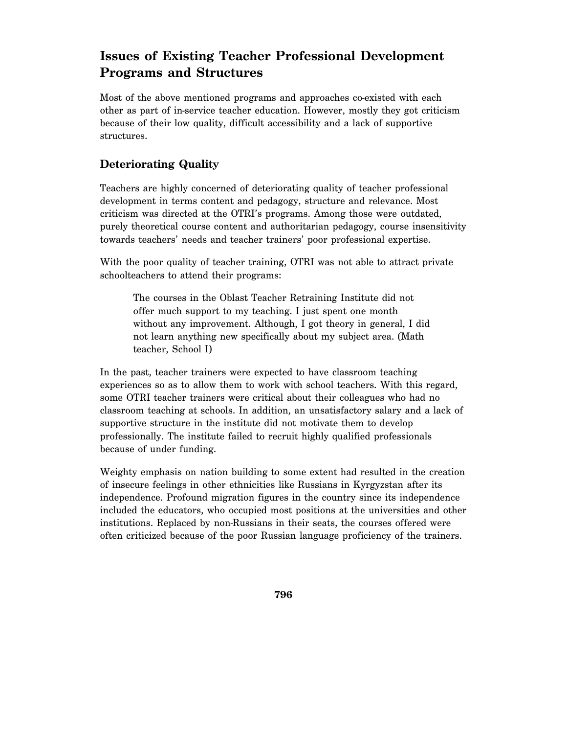## Issues of Existing Teacher Professional Development Programs and Structures

Most of the above mentioned programs and approaches co-existed with each other as part of in-service teacher education. However, mostly they got criticism because of their low quality, difficult accessibility and a lack of supportive structures.

### Deteriorating Quality

Teachers are highly concerned of deteriorating quality of teacher professional development in terms content and pedagogy, structure and relevance. Most criticism was directed at the OTRI's programs. Among those were outdated, purely theoretical course content and authoritarian pedagogy, course insensitivity towards teachers' needs and teacher trainers' poor professional expertise.

With the poor quality of teacher training, OTRI was not able to attract private schoolteachers to attend their programs:

> The courses in the Oblast Teacher Retraining Institute did not offer much support to my teaching. I just spent one month without any improvement. Although, I got theory in general, I did not learn anything new specifically about my subject area. (Math teacher, School I)

In the past, teacher trainers were expected to have classroom teaching experiences so as to allow them to work with school teachers. With this regard, some OTRI teacher trainers were critical about their colleagues who had no classroom teaching at schools. In addition, an unsatisfactory salary and a lack of supportive structure in the institute did not motivate them to develop professionally. The institute failed to recruit highly qualified professionals because of under funding.

Weighty emphasis on nation building to some extent had resulted in the creation of insecure feelings in other ethnicities like Russians in Kyrgyzstan after its independence. Profound migration figures in the country since its independence included the educators, who occupied most positions at the universities and other institutions. Replaced by non-Russians in their seats, the courses offered were often criticized because of the poor Russian language proficiency of the trainers.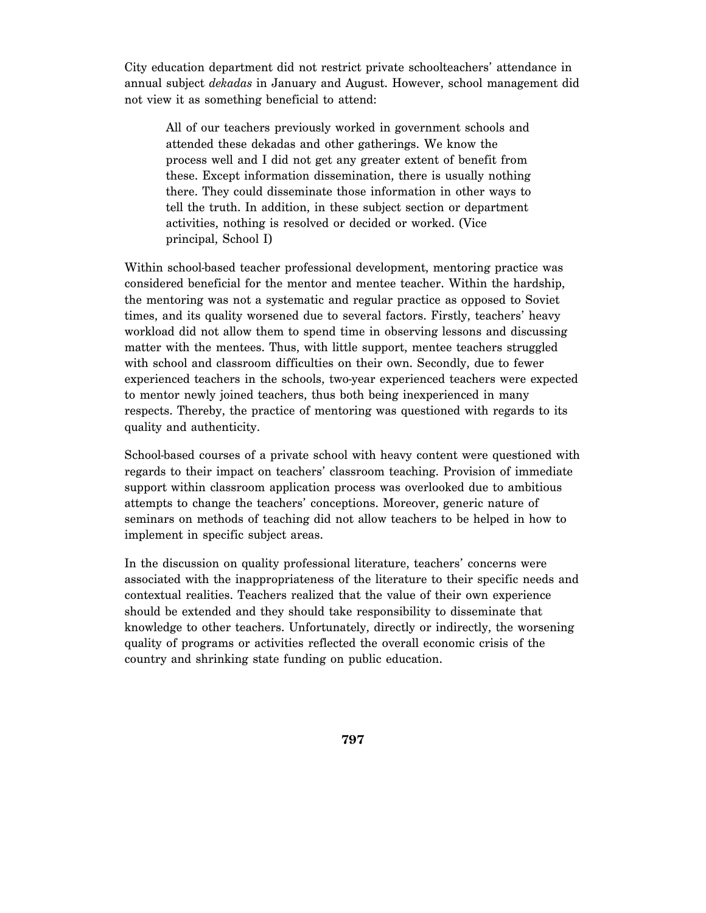City education department did not restrict private schoolteachers' attendance in annual subject *dekadas* in January and August. However, school management did not view it as something beneficial to attend:

> All of our teachers previously worked in government schools and attended these dekadas and other gatherings. We know the process well and I did not get any greater extent of benefit from these. Except information dissemination, there is usually nothing there. They could disseminate those information in other ways to tell the truth. In addition, in these subject section or department activities, nothing is resolved or decided or worked. (Vice principal, School I)

Within school-based teacher professional development, mentoring practice was considered beneficial for the mentor and mentee teacher. Within the hardship, the mentoring was not a systematic and regular practice as opposed to Soviet times, and its quality worsened due to several factors. Firstly, teachers' heavy workload did not allow them to spend time in observing lessons and discussing matter with the mentees. Thus, with little support, mentee teachers struggled with school and classroom difficulties on their own. Secondly, due to fewer experienced teachers in the schools, two-year experienced teachers were expected to mentor newly joined teachers, thus both being inexperienced in many respects. Thereby, the practice of mentoring was questioned with regards to its quality and authenticity.

School-based courses of a private school with heavy content were questioned with regards to their impact on teachers' classroom teaching. Provision of immediate support within classroom application process was overlooked due to ambitious attempts to change the teachers' conceptions. Moreover, generic nature of seminars on methods of teaching did not allow teachers to be helped in how to implement in specific subject areas.

In the discussion on quality professional literature, teachers' concerns were associated with the inappropriateness of the literature to their specific needs and contextual realities. Teachers realized that the value of their own experience should be extended and they should take responsibility to disseminate that knowledge to other teachers. Unfortunately, directly or indirectly, the worsening quality of programs or activities reflected the overall economic crisis of the country and shrinking state funding on public education.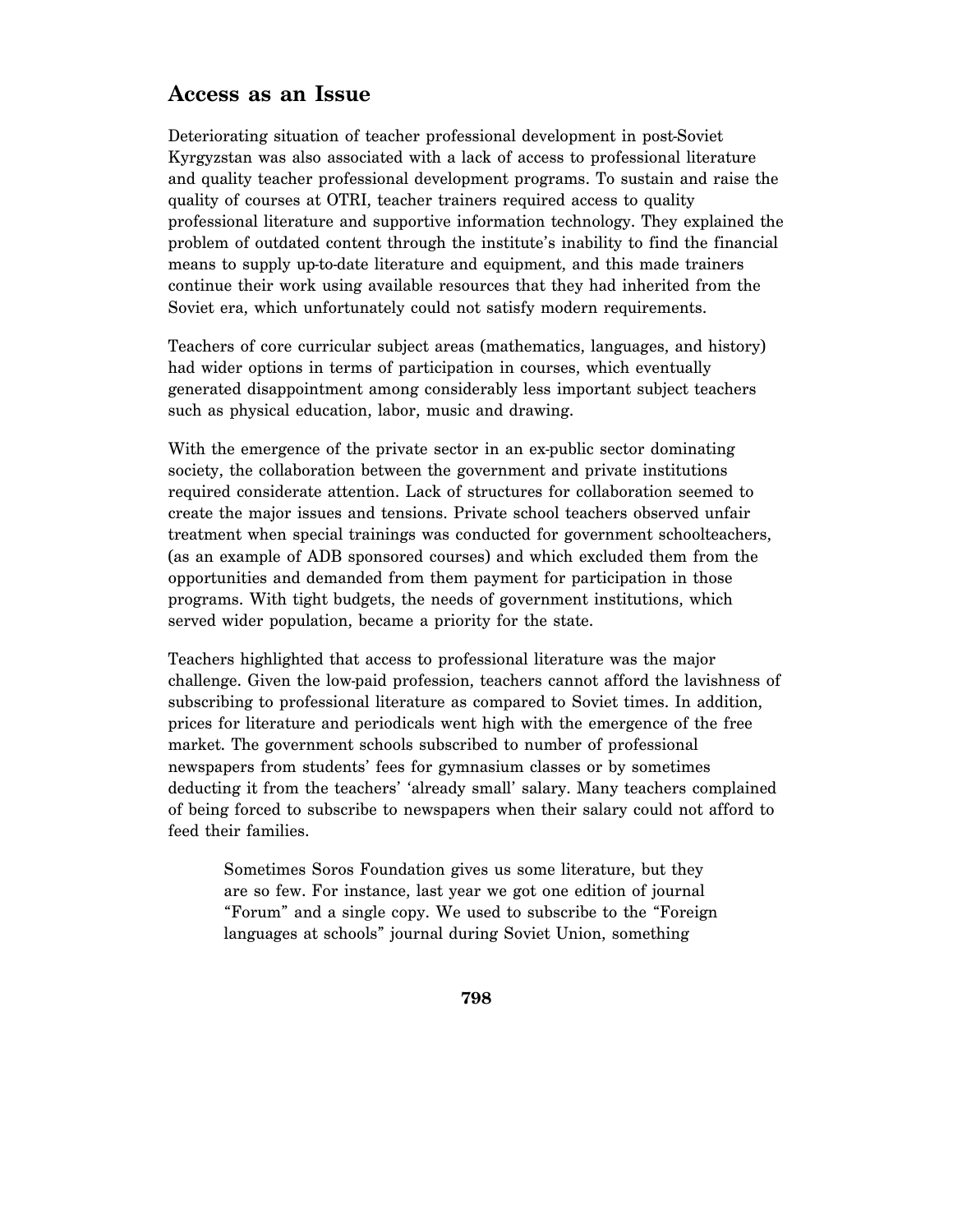## Access as an Issue

Deteriorating situation of teacher professional development in post-Soviet Kyrgyzstan was also associated with a lack of access to professional literature and quality teacher professional development programs. To sustain and raise the quality of courses at OTRI, teacher trainers required access to quality professional literature and supportive information technology. They explained the problem of outdated content through the institute's inability to find the financial means to supply up-to-date literature and equipment, and this made trainers continue their work using available resources that they had inherited from the Soviet era, which unfortunately could not satisfy modern requirements.

Teachers of core curricular subject areas (mathematics, languages, and history) had wider options in terms of participation in courses, which eventually generated disappointment among considerably less important subject teachers such as physical education, labor, music and drawing.

With the emergence of the private sector in an ex-public sector dominating society, the collaboration between the government and private institutions required considerate attention. Lack of structures for collaboration seemed to create the major issues and tensions. Private school teachers observed unfair treatment when special trainings was conducted for government schoolteachers, (as an example of ADB sponsored courses) and which excluded them from the opportunities and demanded from them payment for participation in those programs. With tight budgets, the needs of government institutions, which served wider population, became a priority for the state.

Teachers highlighted that access to professional literature was the major challenge. Given the low-paid profession, teachers cannot afford the lavishness of subscribing to professional literature as compared to Soviet times. In addition, prices for literature and periodicals went high with the emergence of the free market. The government schools subscribed to number of professional newspapers from students' fees for gymnasium classes or by sometimes deducting it from the teachers' 'already small' salary. Many teachers complained of being forced to subscribe to newspapers when their salary could not afford to feed their families.

> Sometimes Soros Foundation gives us some literature, but they are so few. For instance, last year we got one edition of journal "Forum" and a single copy. We used to subscribe to the "Foreign languages at schools" journal during Soviet Union, something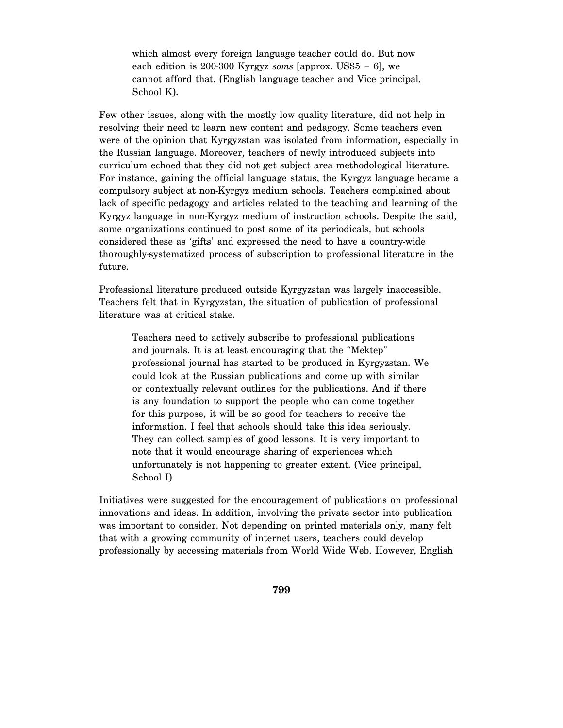> which almost every foreign language teacher could do. But now each edition is 200-300 Kyrgyz *soms* [approx. US$5 – 6], we cannot afford that. (English language teacher and Vice principal, School K).

Few other issues, along with the mostly low quality literature, did not help in resolving their need to learn new content and pedagogy. Some teachers even were of the opinion that Kyrgyzstan was isolated from information, especially in the Russian language. Moreover, teachers of newly introduced subjects into curriculum echoed that they did not get subject area methodological literature. For instance, gaining the official language status, the Kyrgyz language became a compulsory subject at non-Kyrgyz medium schools. Teachers complained about lack of specific pedagogy and articles related to the teaching and learning of the Kyrgyz language in non-Kyrgyz medium of instruction schools. Despite the said, some organizations continued to post some of its periodicals, but schools considered these as 'gifts' and expressed the need to have a country-wide thoroughly-systematized process of subscription to professional literature in the future.

Professional literature produced outside Kyrgyzstan was largely inaccessible. Teachers felt that in Kyrgyzstan, the situation of publication of professional literature was at critical stake.

> Teachers need to actively subscribe to professional publications and journals. It is at least encouraging that the "Mektep" professional journal has started to be produced in Kyrgyzstan. We could look at the Russian publications and come up with similar or contextually relevant outlines for the publications. And if there is any foundation to support the people who can come together for this purpose, it will be so good for teachers to receive the information. I feel that schools should take this idea seriously. They can collect samples of good lessons. It is very important to note that it would encourage sharing of experiences which unfortunately is not happening to greater extent. (Vice principal, School I)

Initiatives were suggested for the encouragement of publications on professional innovations and ideas. In addition, involving the private sector into publication was important to consider. Not depending on printed materials only, many felt that with a growing community of internet users, teachers could develop professionally by accessing materials from World Wide Web. However, English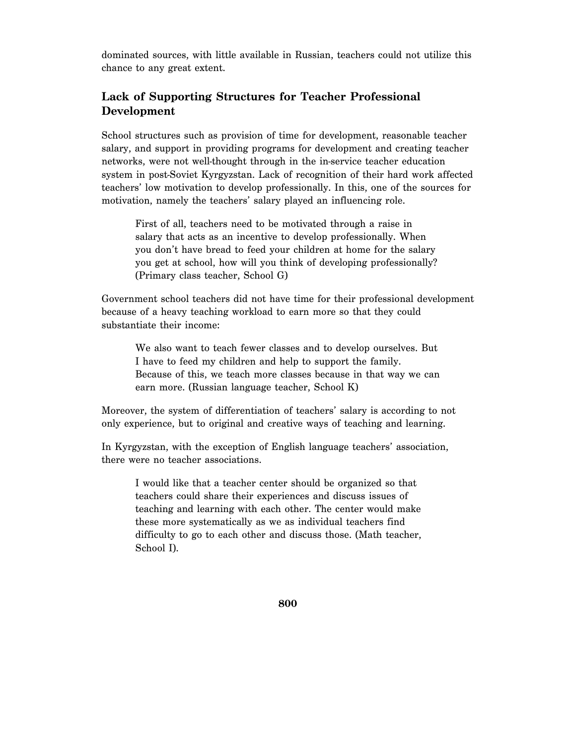dominated sources, with little available in Russian, teachers could not utilize this chance to any great extent.

## Lack of Supporting Structures for Teacher Professional Development

School structures such as provision of time for development, reasonable teacher salary, and support in providing programs for development and creating teacher networks, were not well-thought through in the in-service teacher education system in post-Soviet Kyrgyzstan. Lack of recognition of their hard work affected teachers' low motivation to develop professionally. In this, one of the sources for motivation, namely the teachers' salary played an influencing role.

> First of all, teachers need to be motivated through a raise in salary that acts as an incentive to develop professionally. When you don't have bread to feed your children at home for the salary you get at school, how will you think of developing professionally? (Primary class teacher, School G)

Government school teachers did not have time for their professional development because of a heavy teaching workload to earn more so that they could substantiate their income:

> We also want to teach fewer classes and to develop ourselves. But I have to feed my children and help to support the family. Because of this, we teach more classes because in that way we can earn more. (Russian language teacher, School K)

Moreover, the system of differentiation of teachers' salary is according to not only experience, but to original and creative ways of teaching and learning.

In Kyrgyzstan, with the exception of English language teachers' association, there were no teacher associations.

> I would like that a teacher center should be organized so that teachers could share their experiences and discuss issues of teaching and learning with each other. The center would make these more systematically as we as individual teachers find difficulty to go to each other and discuss those. (Math teacher, School I).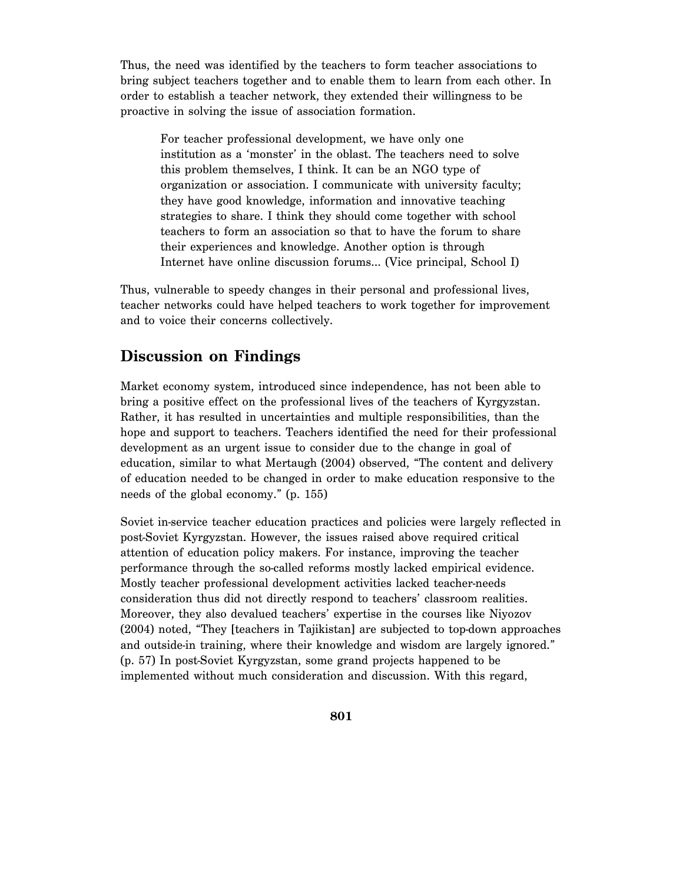Thus, the need was identified by the teachers to form teacher associations to bring subject teachers together and to enable them to learn from each other. In order to establish a teacher network, they extended their willingness to be proactive in solving the issue of association formation.

> For teacher professional development, we have only one institution as a 'monster' in the oblast. The teachers need to solve this problem themselves, I think. It can be an NGO type of organization or association. I communicate with university faculty; they have good knowledge, information and innovative teaching strategies to share. I think they should come together with school teachers to form an association so that to have the forum to share their experiences and knowledge. Another option is through Internet have online discussion forums... (Vice principal, School I)

Thus, vulnerable to speedy changes in their personal and professional lives, teacher networks could have helped teachers to work together for improvement and to voice their concerns collectively.

## Discussion on Findings

Market economy system, introduced since independence, has not been able to bring a positive effect on the professional lives of the teachers of Kyrgyzstan. Rather, it has resulted in uncertainties and multiple responsibilities, than the hope and support to teachers. Teachers identified the need for their professional development as an urgent issue to consider due to the change in goal of education, similar to what Mertaugh (2004) observed, "The content and delivery of education needed to be changed in order to make education responsive to the needs of the global economy." (p. 155)

Soviet in-service teacher education practices and policies were largely reflected in post-Soviet Kyrgyzstan. However, the issues raised above required critical attention of education policy makers. For instance, improving the teacher performance through the so-called reforms mostly lacked empirical evidence. Mostly teacher professional development activities lacked teacher-needs consideration thus did not directly respond to teachers' classroom realities. Moreover, they also devalued teachers' expertise in the courses like Niyozov (2004) noted, "They [teachers in Tajikistan] are subjected to top-down approaches and outside-in training, where their knowledge and wisdom are largely ignored." (p. 57) In post-Soviet Kyrgyzstan, some grand projects happened to be implemented without much consideration and discussion. With this regard,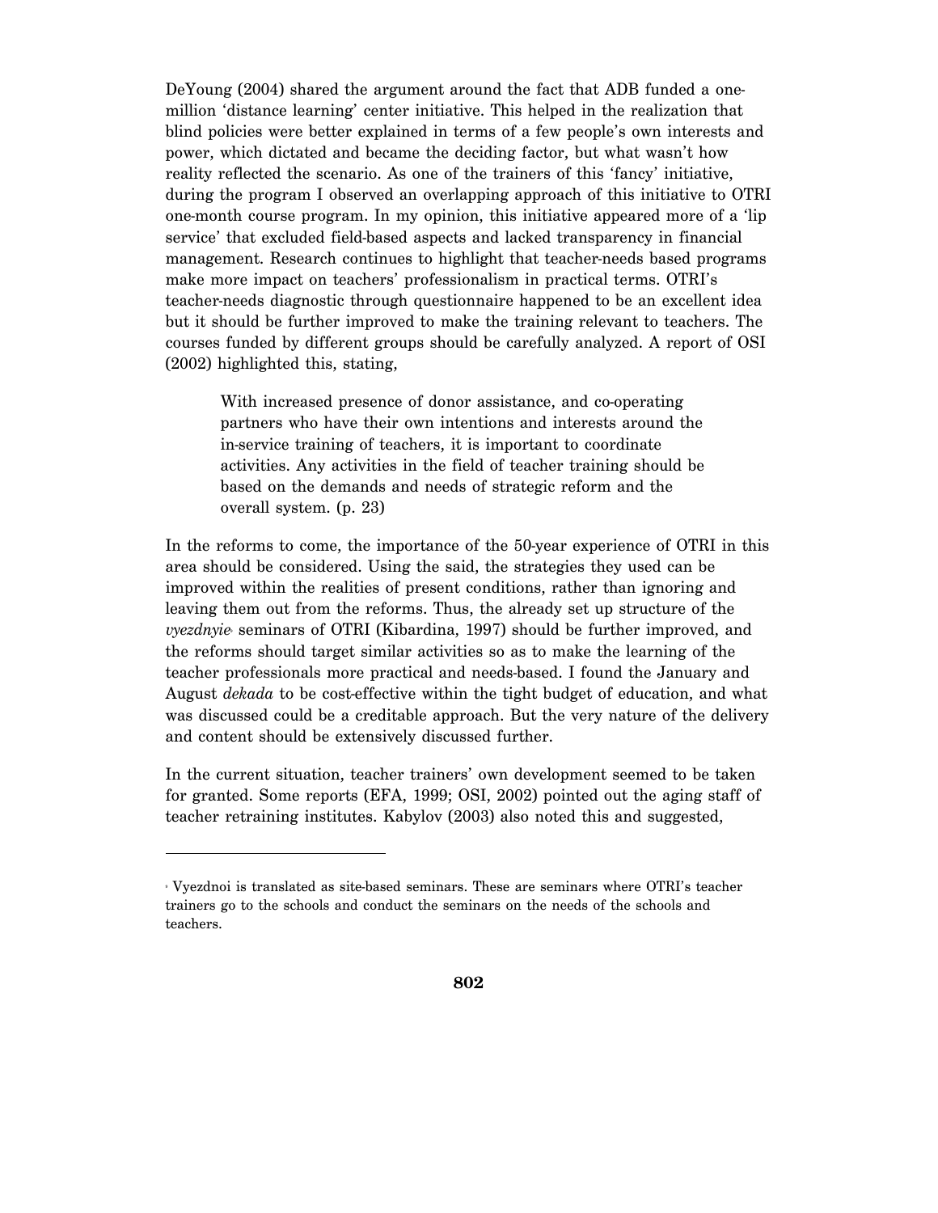DeYoung (2004) shared the argument around the fact that ADB funded a one-million 'distance learning' center initiative. This helped in the realization that blind policies were better explained in terms of a few people's own interests and power, which dictated and became the deciding factor, but what wasn't how reality reflected the scenario. As one of the trainers of this 'fancy' initiative, during the program I observed an overlapping approach of this initiative to OTRI one-month course program. In my opinion, this initiative appeared more of a 'lip service' that excluded field-based aspects and lacked transparency in financial management. Research continues to highlight that teacher-needs based programs make more impact on teachers' professionalism in practical terms. OTRI's teacher-needs diagnostic through questionnaire happened to be an excellent idea but it should be further improved to make the training relevant to teachers. The courses funded by different groups should be carefully analyzed. A report of OSI (2002) highlighted this, stating,

> With increased presence of donor assistance, and co-operating partners who have their own intentions and interests around the in-service training of teachers, it is important to coordinate activities. Any activities in the field of teacher training should be based on the demands and needs of strategic reform and the overall system. (p. 23)

In the reforms to come, the importance of the 50-year experience of OTRI in this area should be considered. Using the said, the strategies they used can be improved within the realities of present conditions, rather than ignoring and leaving them out from the reforms. Thus, the already set up structure of the *vyezdnyie*[1] seminars of OTRI (Kibardina, 1997) should be further improved, and the reforms should target similar activities so as to make the learning of the teacher professionals more practical and needs-based. I found the January and August *dekada* to be cost-effective within the tight budget of education, and what was discussed could be a creditable approach. But the very nature of the delivery and content should be extensively discussed further.

In the current situation, teacher trainers' own development seemed to be taken for granted. Some reports (EFA, 1999; OSI, 2002) pointed out the aging staff of teacher retraining institutes. Kabylov (2003) also noted this and suggested,

---

[1] Vyezdnoi is translated as site-based seminars. These are seminars where OTRI's teacher trainers go to the schools and conduct the seminars on the needs of the schools and teachers.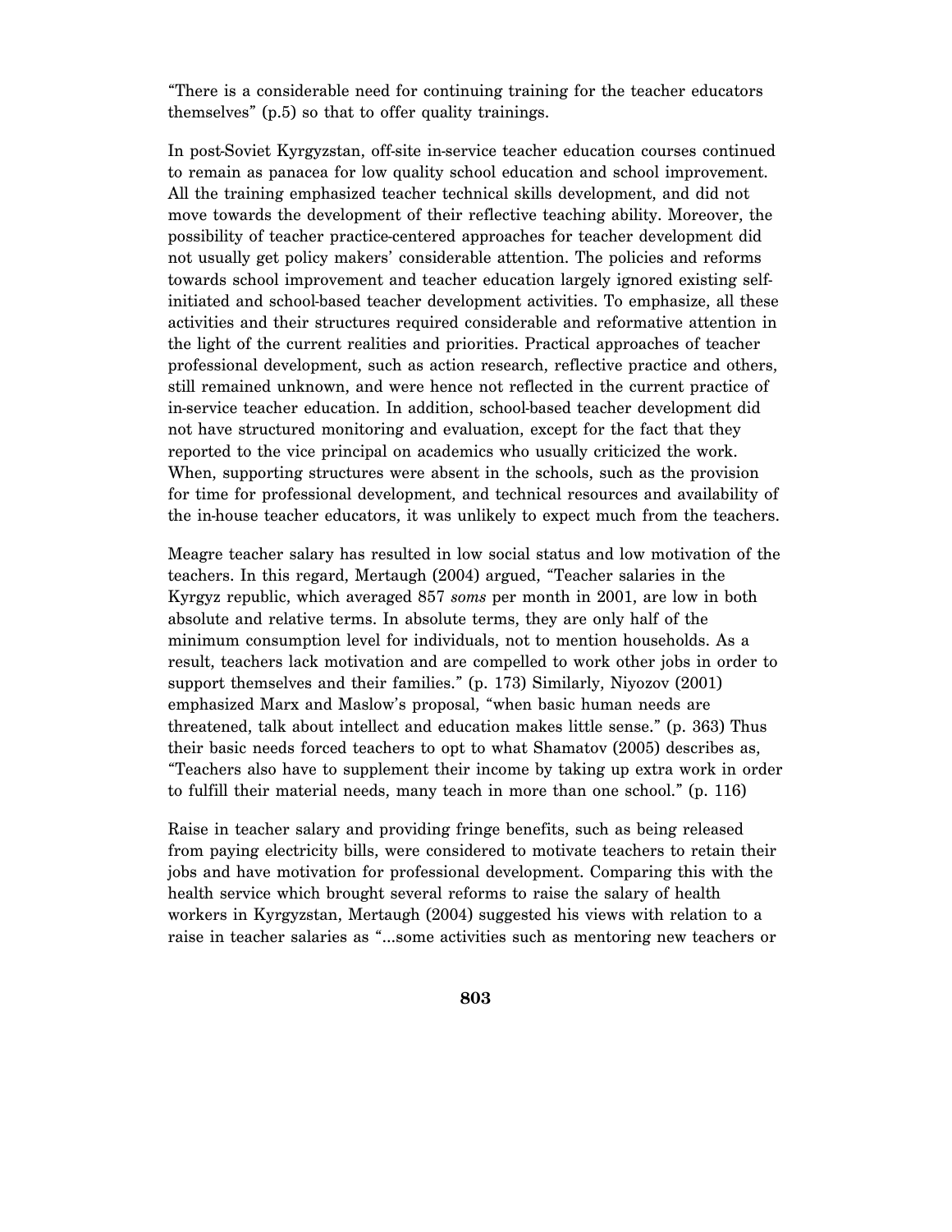"There is a considerable need for continuing training for the teacher educators themselves" (p.5) so that to offer quality trainings.

In post-Soviet Kyrgyzstan, off-site in-service teacher education courses continued to remain as panacea for low quality school education and school improvement. All the training emphasized teacher technical skills development, and did not move towards the development of their reflective teaching ability. Moreover, the possibility of teacher practice-centered approaches for teacher development did not usually get policy makers' considerable attention. The policies and reforms towards school improvement and teacher education largely ignored existing self-initiated and school-based teacher development activities. To emphasize, all these activities and their structures required considerable and reformative attention in the light of the current realities and priorities. Practical approaches of teacher professional development, such as action research, reflective practice and others, still remained unknown, and were hence not reflected in the current practice of in-service teacher education. In addition, school-based teacher development did not have structured monitoring and evaluation, except for the fact that they reported to the vice principal on academics who usually criticized the work. When, supporting structures were absent in the schools, such as the provision for time for professional development, and technical resources and availability of the in-house teacher educators, it was unlikely to expect much from the teachers.

Meagre teacher salary has resulted in low social status and low motivation of the teachers. In this regard, Mertaugh (2004) argued, "Teacher salaries in the Kyrgyz republic, which averaged 857 *soms* per month in 2001, are low in both absolute and relative terms. In absolute terms, they are only half of the minimum consumption level for individuals, not to mention households. As a result, teachers lack motivation and are compelled to work other jobs in order to support themselves and their families." (p. 173) Similarly, Niyozov (2001) emphasized Marx and Maslow's proposal, "when basic human needs are threatened, talk about intellect and education makes little sense." (p. 363) Thus their basic needs forced teachers to opt to what Shamatov (2005) describes as, "Teachers also have to supplement their income by taking up extra work in order to fulfill their material needs, many teach in more than one school." (p. 116)

Raise in teacher salary and providing fringe benefits, such as being released from paying electricity bills, were considered to motivate teachers to retain their jobs and have motivation for professional development. Comparing this with the health service which brought several reforms to raise the salary of health workers in Kyrgyzstan, Mertaugh (2004) suggested his views with relation to a raise in teacher salaries as "...some activities such as mentoring new teachers or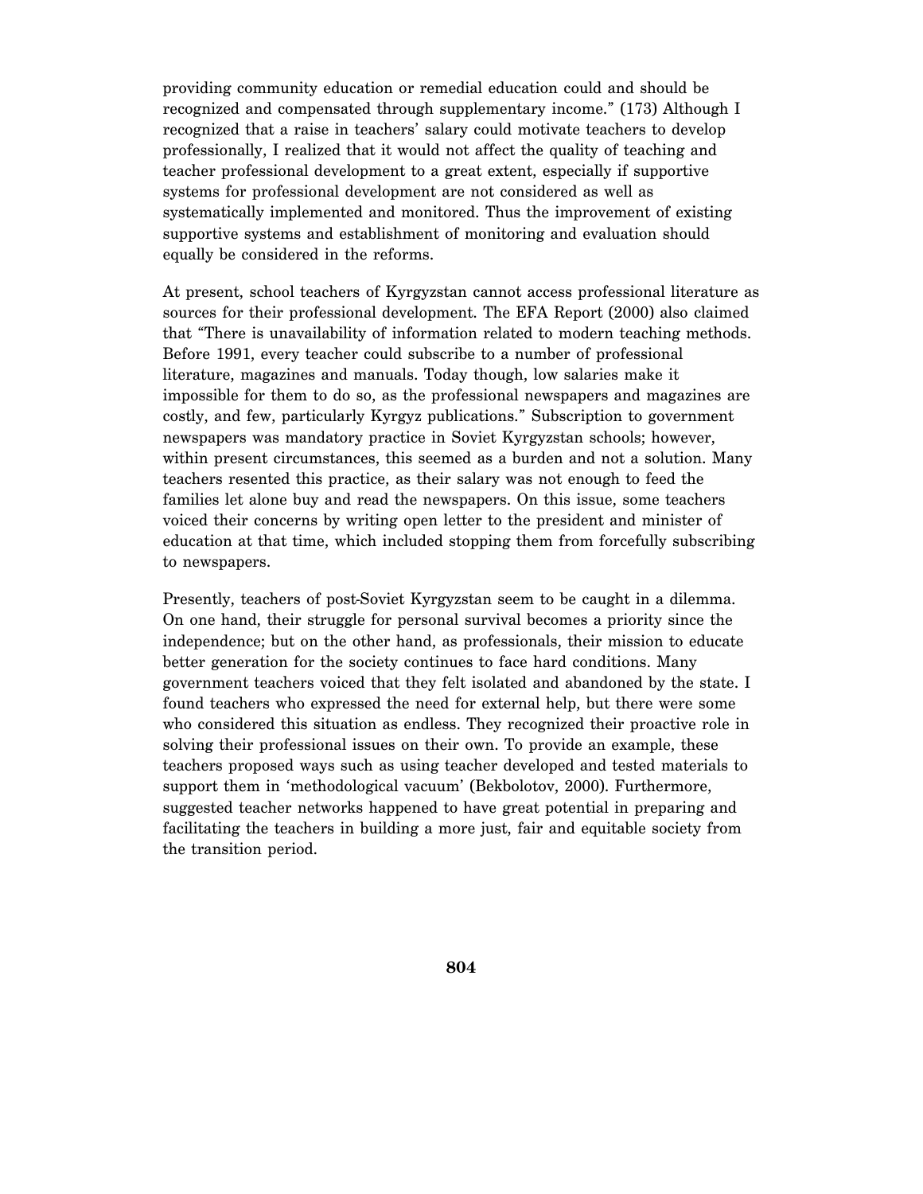providing community education or remedial education could and should be recognized and compensated through supplementary income." (173) Although I recognized that a raise in teachers' salary could motivate teachers to develop professionally, I realized that it would not affect the quality of teaching and teacher professional development to a great extent, especially if supportive systems for professional development are not considered as well as systematically implemented and monitored. Thus the improvement of existing supportive systems and establishment of monitoring and evaluation should equally be considered in the reforms.

At present, school teachers of Kyrgyzstan cannot access professional literature as sources for their professional development. The EFA Report (2000) also claimed that "There is unavailability of information related to modern teaching methods. Before 1991, every teacher could subscribe to a number of professional literature, magazines and manuals. Today though, low salaries make it impossible for them to do so, as the professional newspapers and magazines are costly, and few, particularly Kyrgyz publications." Subscription to government newspapers was mandatory practice in Soviet Kyrgyzstan schools; however, within present circumstances, this seemed as a burden and not a solution. Many teachers resented this practice, as their salary was not enough to feed the families let alone buy and read the newspapers. On this issue, some teachers voiced their concerns by writing open letter to the president and minister of education at that time, which included stopping them from forcefully subscribing to newspapers.

Presently, teachers of post-Soviet Kyrgyzstan seem to be caught in a dilemma. On one hand, their struggle for personal survival becomes a priority since the independence; but on the other hand, as professionals, their mission to educate better generation for the society continues to face hard conditions. Many government teachers voiced that they felt isolated and abandoned by the state. I found teachers who expressed the need for external help, but there were some who considered this situation as endless. They recognized their proactive role in solving their professional issues on their own. To provide an example, these teachers proposed ways such as using teacher developed and tested materials to support them in 'methodological vacuum' (Bekbolotov, 2000). Furthermore, suggested teacher networks happened to have great potential in preparing and facilitating the teachers in building a more just, fair and equitable society from the transition period.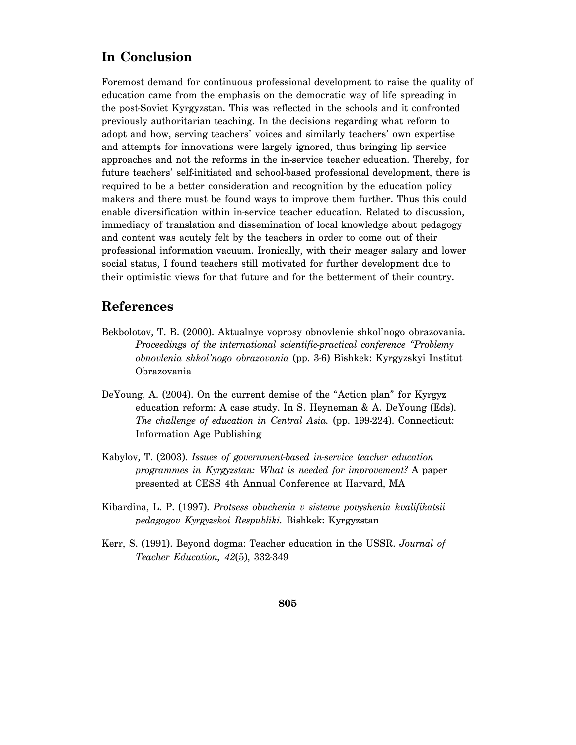## In Conclusion

Foremost demand for continuous professional development to raise the quality of education came from the emphasis on the democratic way of life spreading in the post-Soviet Kyrgyzstan. This was reflected in the schools and it confronted previously authoritarian teaching. In the decisions regarding what reform to adopt and how, serving teachers' voices and similarly teachers' own expertise and attempts for innovations were largely ignored, thus bringing lip service approaches and not the reforms in the in-service teacher education. Thereby, for future teachers' self-initiated and school-based professional development, there is required to be a better consideration and recognition by the education policy makers and there must be found ways to improve them further. Thus this could enable diversification within in-service teacher education. Related to discussion, immediacy of translation and dissemination of local knowledge about pedagogy and content was acutely felt by the teachers in order to come out of their professional information vacuum. Ironically, with their meager salary and lower social status, I found teachers still motivated for further development due to their optimistic views for that future and for the betterment of their country.

## References

Bekbolotov, T. B. (2000). Aktualnye voprosy obnovlenie shkol'nogo obrazovania. *Proceedings of the international scientific-practical conference "Problemy obnovlenia shkol'nogo obrazovania* (pp. 3-6) Bishkek: Kyrgyzskyi Institut Obrazovania

DeYoung, A. (2004). On the current demise of the "Action plan" for Kyrgyz education reform: A case study. In S. Heyneman & A. DeYoung (Eds). *The challenge of education in Central Asia.* (pp. 199-224). Connecticut: Information Age Publishing

Kabylov, T. (2003). *Issues of government-based in-service teacher education programmes in Kyrgyzstan: What is needed for improvement?* A paper presented at CESS 4th Annual Conference at Harvard, MA

Kibardina, L. P. (1997). *Protsess obuchenia v sisteme povyshenia kvalifikatsii pedagogov Kyrgyzskoi Respubliki.* Bishkek: Kyrgyzstan

Kerr, S. (1991). Beyond dogma: Teacher education in the USSR. *Journal of Teacher Education, 42*(5), 332-349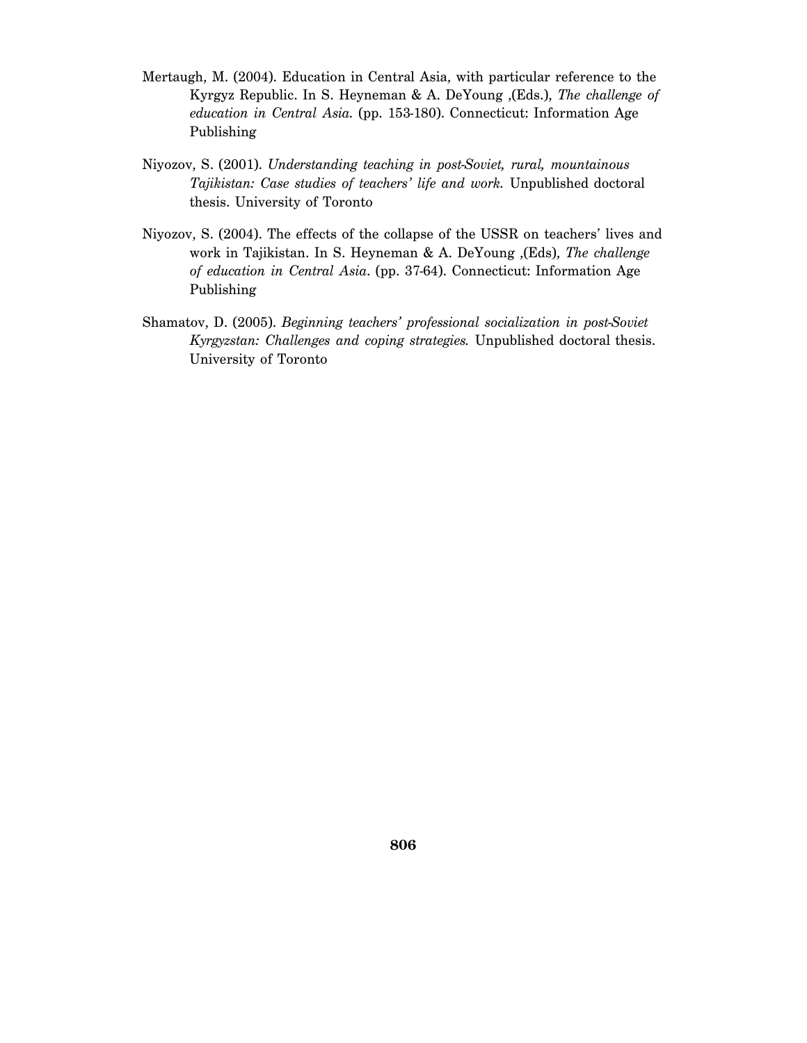Mertaugh, M. (2004). Education in Central Asia, with particular reference to the Kyrgyz Republic. In S. Heyneman & A. DeYoung ,(Eds.), *The challenge of education in Central Asia*. (pp. 153-180). Connecticut: Information Age Publishing

Niyozov, S. (2001). *Understanding teaching in post-Soviet, rural, mountainous Tajikistan: Case studies of teachers' life and work.* Unpublished doctoral thesis. University of Toronto

Niyozov, S. (2004). The effects of the collapse of the USSR on teachers' lives and work in Tajikistan. In S. Heyneman & A. DeYoung ,(Eds), *The challenge of education in Central Asia*. (pp. 37-64). Connecticut: Information Age Publishing

Shamatov, D. (2005). *Beginning teachers' professional socialization in post-Soviet Kyrgyzstan: Challenges and coping strategies.* Unpublished doctoral thesis. University of Toronto